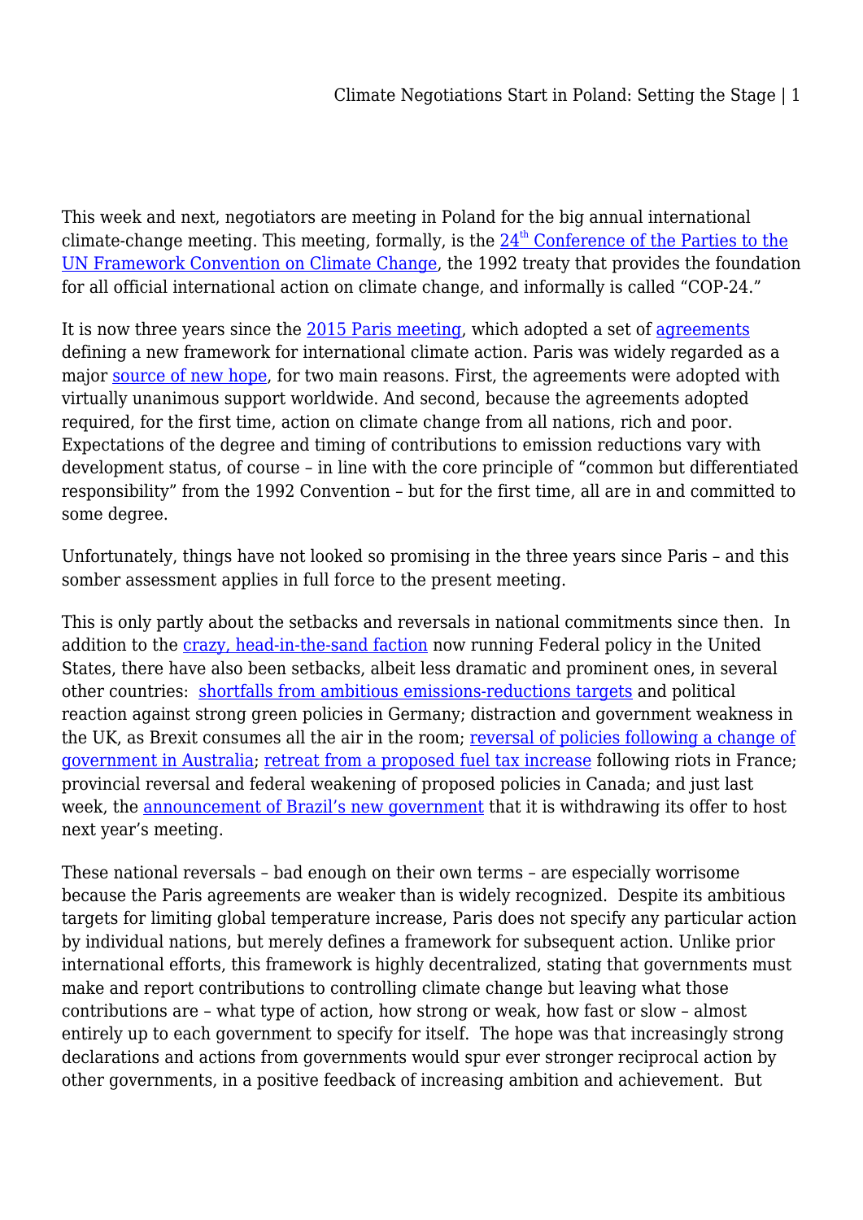This week and next, negotiators are meeting in Poland for the big annual international climate-change meeting. This meeting, formally, is the 24th Conference of the Parties to the UN Framework Convention on Climate Change, the 1992 treaty that provides the foundation for all official international action on climate change, and informally is called "COP-24."

It is now three years since the 2015 Paris meeting, which adopted a set of agreements defining a new framework for international climate action. Paris was widely regarded as a major source of new hope, for two main reasons. First, the agreements were adopted with virtually unanimous support worldwide. And second, because the agreements adopted required, for the first time, action on climate change from all nations, rich and poor. Expectations of the degree and timing of contributions to emission reductions vary with development status, of course – in line with the core principle of "common but differentiated responsibility" from the 1992 Convention – but for the first time, all are in and committed to some degree.

Unfortunately, things have not looked so promising in the three years since Paris – and this somber assessment applies in full force to the present meeting.

This is only partly about the setbacks and reversals in national commitments since then. In addition to the crazy, head-in-the-sand faction now running Federal policy in the United States, there have also been setbacks, albeit less dramatic and prominent ones, in several other countries: shortfalls from ambitious emissions-reductions targets and political reaction against strong green policies in Germany; distraction and government weakness in the UK, as Brexit consumes all the air in the room; reversal of policies following a change of government in Australia; retreat from a proposed fuel tax increase following riots in France; provincial reversal and federal weakening of proposed policies in Canada; and just last week, the announcement of Brazil's new government that it is withdrawing its offer to host next year's meeting.

These national reversals – bad enough on their own terms – are especially worrisome because the Paris agreements are weaker than is widely recognized. Despite its ambitious targets for limiting global temperature increase, Paris does not specify any particular action by individual nations, but merely defines a framework for subsequent action. Unlike prior international efforts, this framework is highly decentralized, stating that governments must make and report contributions to controlling climate change but leaving what those contributions are – what type of action, how strong or weak, how fast or slow – almost entirely up to each government to specify for itself. The hope was that increasingly strong declarations and actions from governments would spur ever stronger reciprocal action by other governments, in a positive feedback of increasing ambition and achievement. But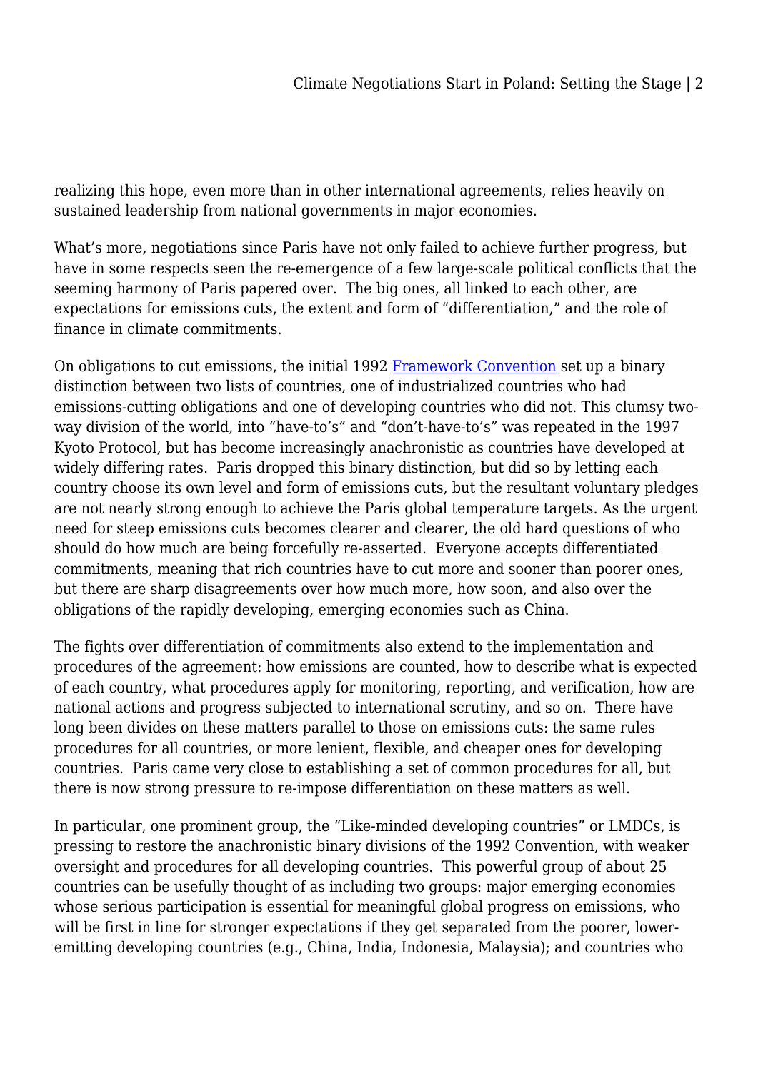realizing this hope, even more than in other international agreements, relies heavily on sustained leadership from national governments in major economies.

What's more, negotiations since Paris have not only failed to achieve further progress, but have in some respects seen the re-emergence of a few large-scale political conflicts that the seeming harmony of Paris papered over. The big ones, all linked to each other, are expectations for emissions cuts, the extent and form of "differentiation," and the role of finance in climate commitments.

On obligations to cut emissions, the initial 1992 Framework Convention set up a binary distinction between two lists of countries, one of industrialized countries who had emissions-cutting obligations and one of developing countries who did not. This clumsy two-way division of the world, into "have-to's" and "don't-have-to's" was repeated in the 1997 Kyoto Protocol, but has become increasingly anachronistic as countries have developed at widely differing rates. Paris dropped this binary distinction, but did so by letting each country choose its own level and form of emissions cuts, but the resultant voluntary pledges are not nearly strong enough to achieve the Paris global temperature targets. As the urgent need for steep emissions cuts becomes clearer and clearer, the old hard questions of who should do how much are being forcefully re-asserted. Everyone accepts differentiated commitments, meaning that rich countries have to cut more and sooner than poorer ones, but there are sharp disagreements over how much more, how soon, and also over the obligations of the rapidly developing, emerging economies such as China.

The fights over differentiation of commitments also extend to the implementation and procedures of the agreement: how emissions are counted, how to describe what is expected of each country, what procedures apply for monitoring, reporting, and verification, how are national actions and progress subjected to international scrutiny, and so on. There have long been divides on these matters parallel to those on emissions cuts: the same rules procedures for all countries, or more lenient, flexible, and cheaper ones for developing countries. Paris came very close to establishing a set of common procedures for all, but there is now strong pressure to re-impose differentiation on these matters as well.

In particular, one prominent group, the "Like-minded developing countries" or LMDCs, is pressing to restore the anachronistic binary divisions of the 1992 Convention, with weaker oversight and procedures for all developing countries. This powerful group of about 25 countries can be usefully thought of as including two groups: major emerging economies whose serious participation is essential for meaningful global progress on emissions, who will be first in line for stronger expectations if they get separated from the poorer, lower-emitting developing countries (e.g., China, India, Indonesia, Malaysia); and countries who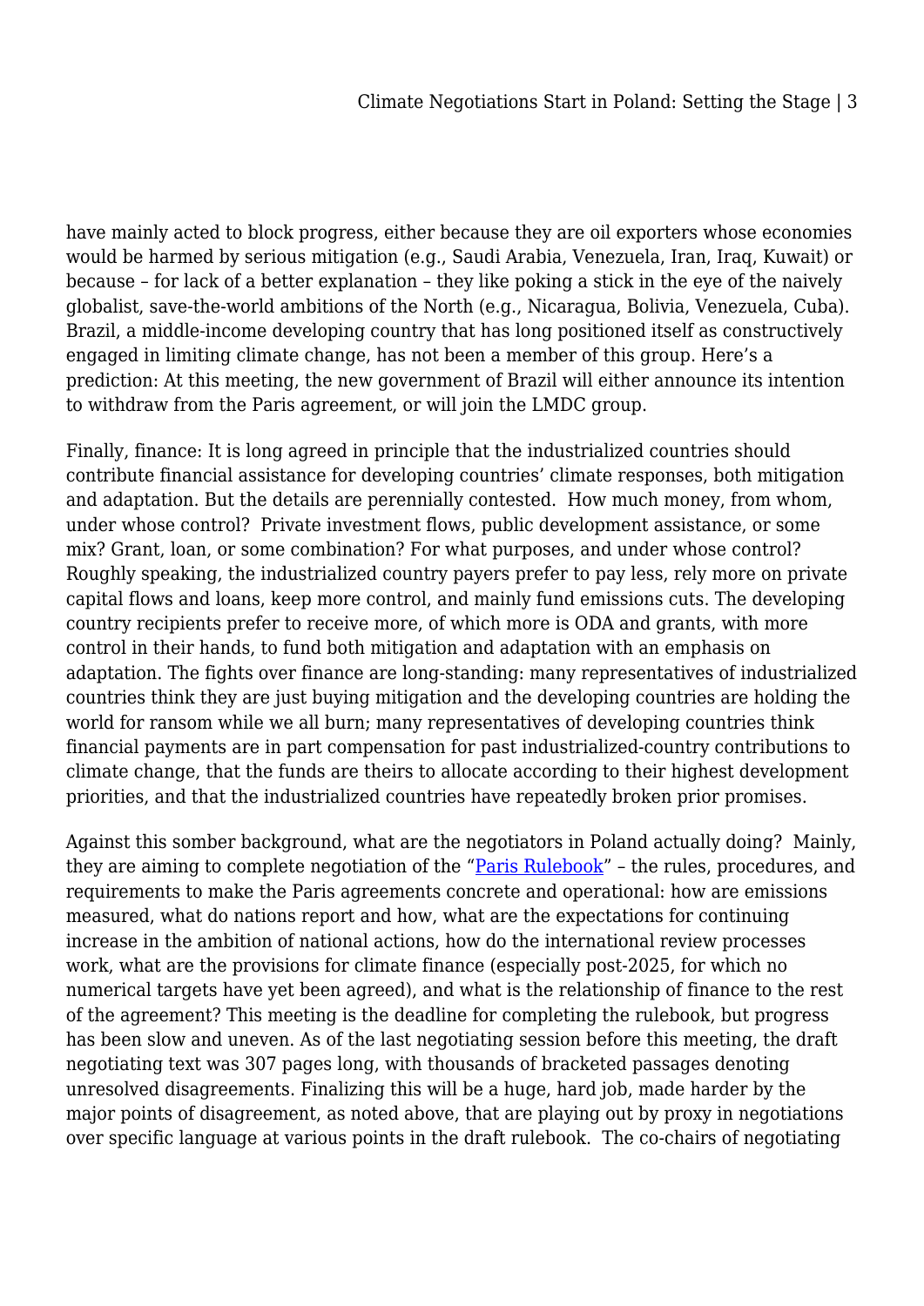have mainly acted to block progress, either because they are oil exporters whose economies would be harmed by serious mitigation (e.g., Saudi Arabia, Venezuela, Iran, Iraq, Kuwait) or because – for lack of a better explanation – they like poking a stick in the eye of the naively globalist, save-the-world ambitions of the North (e.g., Nicaragua, Bolivia, Venezuela, Cuba). Brazil, a middle-income developing country that has long positioned itself as constructively engaged in limiting climate change, has not been a member of this group. Here's a prediction: At this meeting, the new government of Brazil will either announce its intention to withdraw from the Paris agreement, or will join the LMDC group.

Finally, finance: It is long agreed in principle that the industrialized countries should contribute financial assistance for developing countries' climate responses, both mitigation and adaptation. But the details are perennially contested. How much money, from whom, under whose control? Private investment flows, public development assistance, or some mix? Grant, loan, or some combination? For what purposes, and under whose control? Roughly speaking, the industrialized country payers prefer to pay less, rely more on private capital flows and loans, keep more control, and mainly fund emissions cuts. The developing country recipients prefer to receive more, of which more is ODA and grants, with more control in their hands, to fund both mitigation and adaptation with an emphasis on adaptation. The fights over finance are long-standing: many representatives of industrialized countries think they are just buying mitigation and the developing countries are holding the world for ransom while we all burn; many representatives of developing countries think financial payments are in part compensation for past industrialized-country contributions to climate change, that the funds are theirs to allocate according to their highest development priorities, and that the industrialized countries have repeatedly broken prior promises.

Against this somber background, what are the negotiators in Poland actually doing? Mainly, they are aiming to complete negotiation of the "Paris Rulebook" – the rules, procedures, and requirements to make the Paris agreements concrete and operational: how are emissions measured, what do nations report and how, what are the expectations for continuing increase in the ambition of national actions, how do the international review processes work, what are the provisions for climate finance (especially post-2025, for which no numerical targets have yet been agreed), and what is the relationship of finance to the rest of the agreement? This meeting is the deadline for completing the rulebook, but progress has been slow and uneven. As of the last negotiating session before this meeting, the draft negotiating text was 307 pages long, with thousands of bracketed passages denoting unresolved disagreements. Finalizing this will be a huge, hard job, made harder by the major points of disagreement, as noted above, that are playing out by proxy in negotiations over specific language at various points in the draft rulebook. The co-chairs of negotiating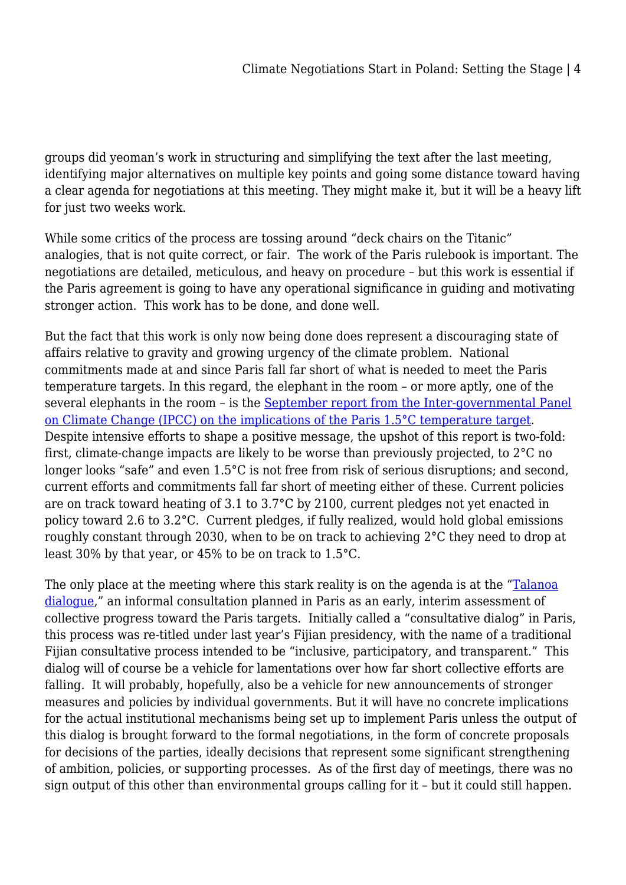groups did yeoman's work in structuring and simplifying the text after the last meeting, identifying major alternatives on multiple key points and going some distance toward having a clear agenda for negotiations at this meeting. They might make it, but it will be a heavy lift for just two weeks work.

While some critics of the process are tossing around "deck chairs on the Titanic" analogies, that is not quite correct, or fair. The work of the Paris rulebook is important. The negotiations are detailed, meticulous, and heavy on procedure – but this work is essential if the Paris agreement is going to have any operational significance in guiding and motivating stronger action. This work has to be done, and done well.

But the fact that this work is only now being done does represent a discouraging state of affairs relative to gravity and growing urgency of the climate problem. National commitments made at and since Paris fall far short of what is needed to meet the Paris temperature targets. In this regard, the elephant in the room – or more aptly, one of the several elephants in the room – is the [September report from the Inter-governmental Panel on Climate Change (IPCC) on the implications of the Paris 1.5°C temperature target](). Despite intensive efforts to shape a positive message, the upshot of this report is two-fold: first, climate-change impacts are likely to be worse than previously projected, to 2°C no longer looks "safe" and even 1.5°C is not free from risk of serious disruptions; and second, current efforts and commitments fall far short of meeting either of these. Current policies are on track toward heating of 3.1 to 3.7°C by 2100, current pledges not yet enacted in policy toward 2.6 to 3.2°C. Current pledges, if fully realized, would hold global emissions roughly constant through 2030, when to be on track to achieving 2°C they need to drop at least 30% by that year, or 45% to be on track to 1.5°C.

The only place at the meeting where this stark reality is on the agenda is at the "[Talanoa dialogue]()," an informal consultation planned in Paris as an early, interim assessment of collective progress toward the Paris targets. Initially called a "consultative dialog" in Paris, this process was re-titled under last year's Fijian presidency, with the name of a traditional Fijian consultative process intended to be "inclusive, participatory, and transparent." This dialog will of course be a vehicle for lamentations over how far short collective efforts are falling. It will probably, hopefully, also be a vehicle for new announcements of stronger measures and policies by individual governments. But it will have no concrete implications for the actual institutional mechanisms being set up to implement Paris unless the output of this dialog is brought forward to the formal negotiations, in the form of concrete proposals for decisions of the parties, ideally decisions that represent some significant strengthening of ambition, policies, or supporting processes. As of the first day of meetings, there was no sign output of this other than environmental groups calling for it – but it could still happen.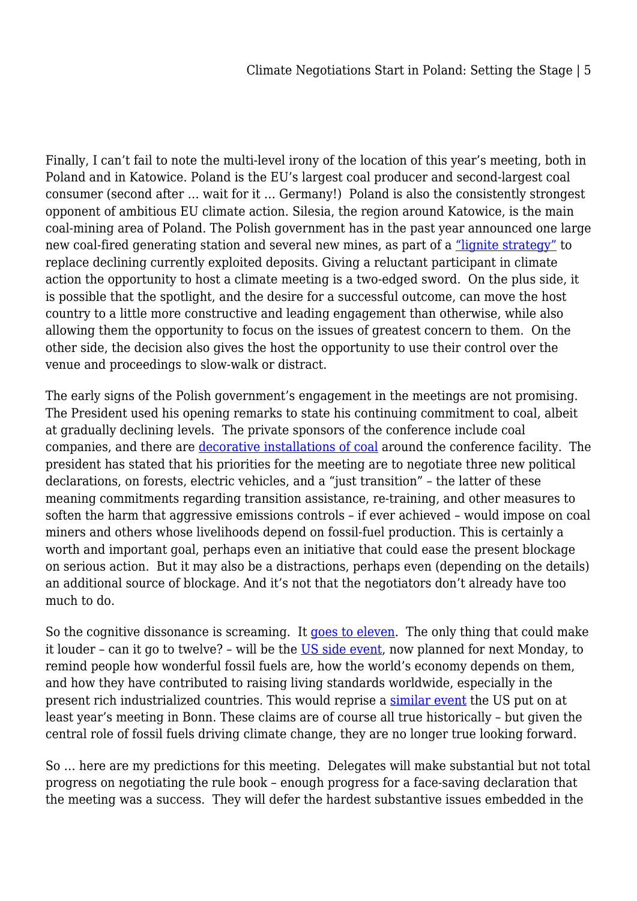Finally, I can't fail to note the multi-level irony of the location of this year's meeting, both in Poland and in Katowice. Poland is the EU's largest coal producer and second-largest coal consumer (second after … wait for it … Germany!) Poland is also the consistently strongest opponent of ambitious EU climate action. Silesia, the region around Katowice, is the main coal-mining area of Poland. The Polish government has in the past year announced one large new coal-fired generating station and several new mines, as part of a "lignite strategy" to replace declining currently exploited deposits. Giving a reluctant participant in climate action the opportunity to host a climate meeting is a two-edged sword. On the plus side, it is possible that the spotlight, and the desire for a successful outcome, can move the host country to a little more constructive and leading engagement than otherwise, while also allowing them the opportunity to focus on the issues of greatest concern to them. On the other side, the decision also gives the host the opportunity to use their control over the venue and proceedings to slow-walk or distract.

The early signs of the Polish government's engagement in the meetings are not promising. The President used his opening remarks to state his continuing commitment to coal, albeit at gradually declining levels. The private sponsors of the conference include coal companies, and there are decorative installations of coal around the conference facility. The president has stated that his priorities for the meeting are to negotiate three new political declarations, on forests, electric vehicles, and a "just transition" – the latter of these meaning commitments regarding transition assistance, re-training, and other measures to soften the harm that aggressive emissions controls – if ever achieved – would impose on coal miners and others whose livelihoods depend on fossil-fuel production. This is certainly a worth and important goal, perhaps even an initiative that could ease the present blockage on serious action. But it may also be a distractions, perhaps even (depending on the details) an additional source of blockage. And it's not that the negotiators don't already have too much to do.

So the cognitive dissonance is screaming. It goes to eleven. The only thing that could make it louder – can it go to twelve? – will be the US side event, now planned for next Monday, to remind people how wonderful fossil fuels are, how the world's economy depends on them, and how they have contributed to raising living standards worldwide, especially in the present rich industrialized countries. This would reprise a similar event the US put on at least year's meeting in Bonn. These claims are of course all true historically – but given the central role of fossil fuels driving climate change, they are no longer true looking forward.

So … here are my predictions for this meeting. Delegates will make substantial but not total progress on negotiating the rule book – enough progress for a face-saving declaration that the meeting was a success. They will defer the hardest substantive issues embedded in the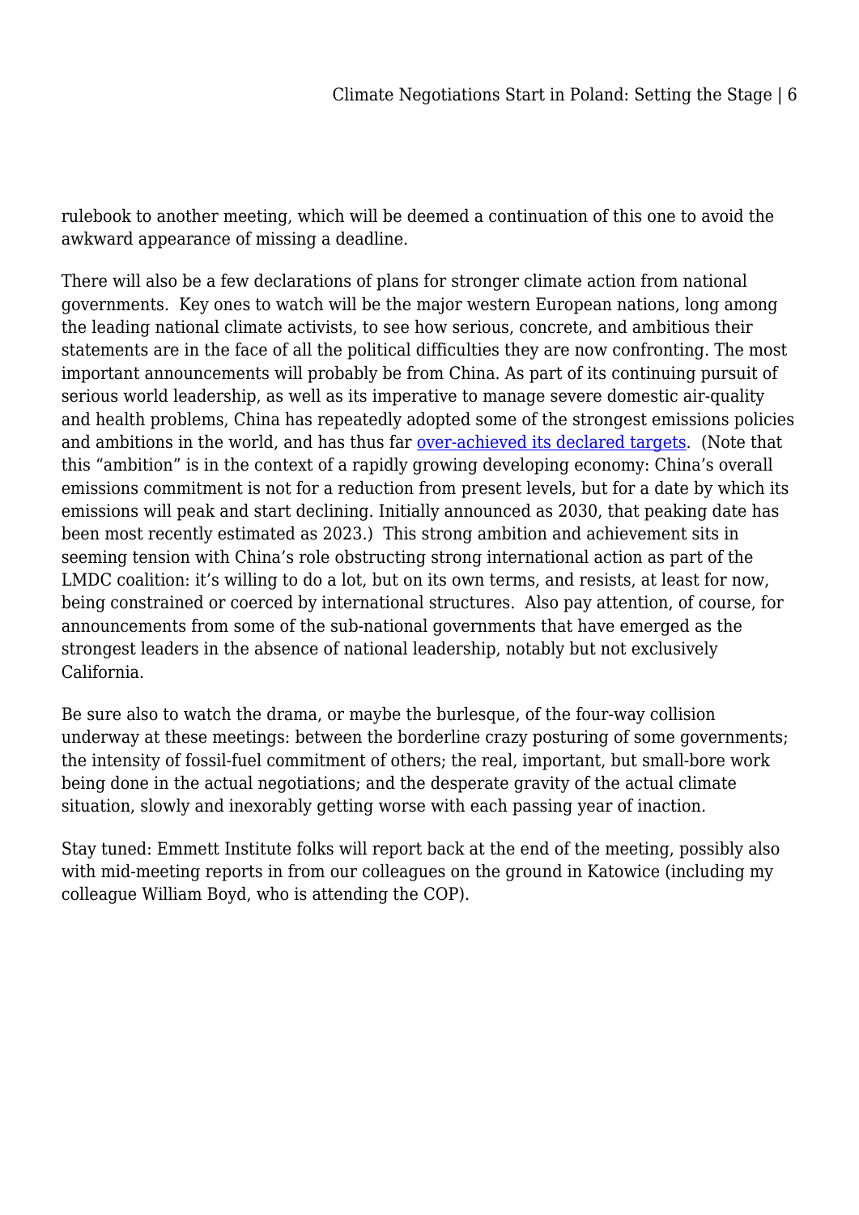rulebook to another meeting, which will be deemed a continuation of this one to avoid the awkward appearance of missing a deadline.

There will also be a few declarations of plans for stronger climate action from national governments. Key ones to watch will be the major western European nations, long among the leading national climate activists, to see how serious, concrete, and ambitious their statements are in the face of all the political difficulties they are now confronting. The most important announcements will probably be from China. As part of its continuing pursuit of serious world leadership, as well as its imperative to manage severe domestic air-quality and health problems, China has repeatedly adopted some of the strongest emissions policies and ambitions in the world, and has thus far over-achieved its declared targets. (Note that this "ambition" is in the context of a rapidly growing developing economy: China's overall emissions commitment is not for a reduction from present levels, but for a date by which its emissions will peak and start declining. Initially announced as 2030, that peaking date has been most recently estimated as 2023.) This strong ambition and achievement sits in seeming tension with China's role obstructing strong international action as part of the LMDC coalition: it's willing to do a lot, but on its own terms, and resists, at least for now, being constrained or coerced by international structures. Also pay attention, of course, for announcements from some of the sub-national governments that have emerged as the strongest leaders in the absence of national leadership, notably but not exclusively California.

Be sure also to watch the drama, or maybe the burlesque, of the four-way collision underway at these meetings: between the borderline crazy posturing of some governments; the intensity of fossil-fuel commitment of others; the real, important, but small-bore work being done in the actual negotiations; and the desperate gravity of the actual climate situation, slowly and inexorably getting worse with each passing year of inaction.

Stay tuned: Emmett Institute folks will report back at the end of the meeting, possibly also with mid-meeting reports in from our colleagues on the ground in Katowice (including my colleague William Boyd, who is attending the COP).